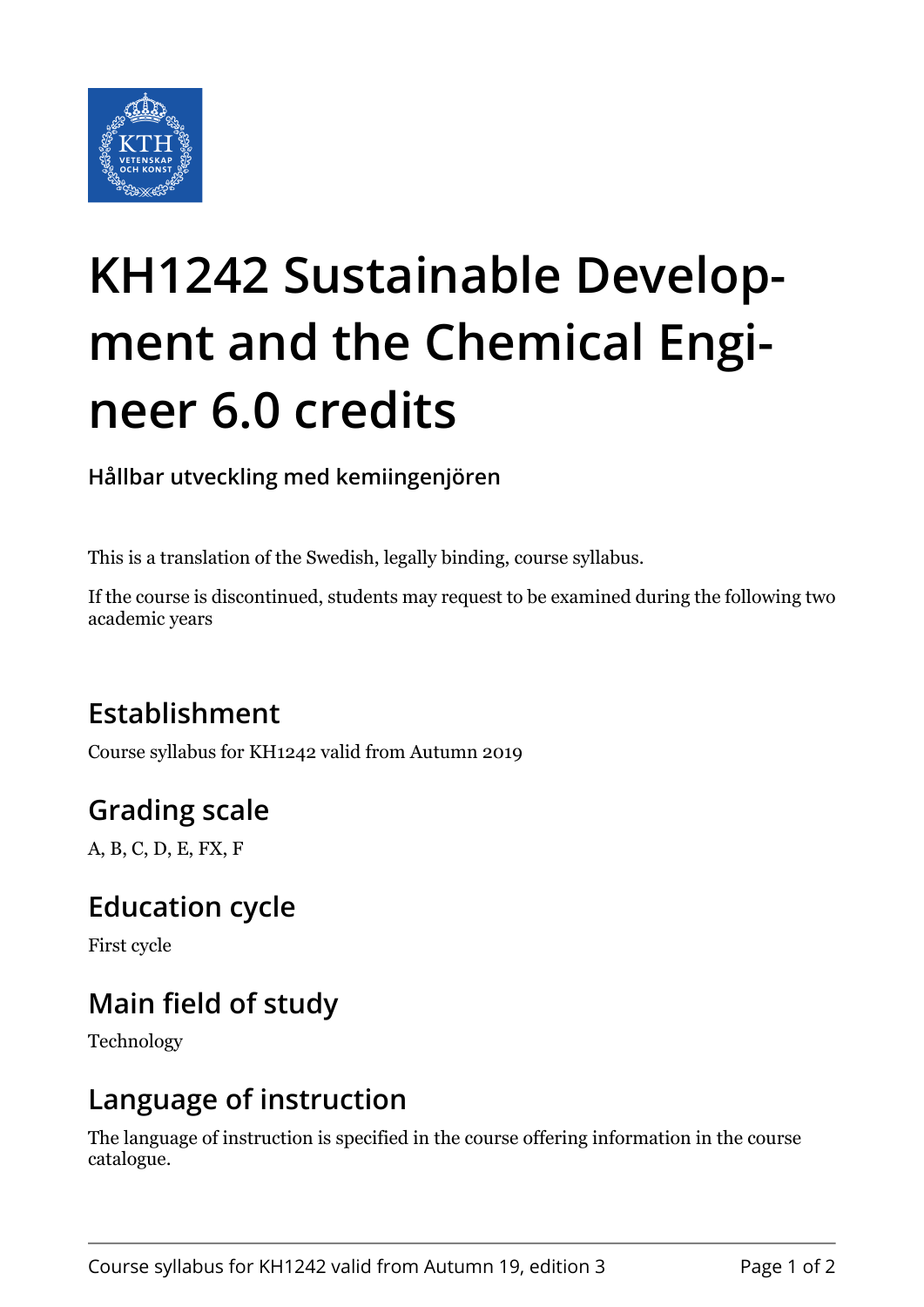# KH1242 Sustainable Development and the Chemical Engineer 6.0 credits

**Hållbar utveckling med kemiingenjören**

This is a translation of the Swedish, legally binding, course syllabus.

If the course is discontinued, students may request to be examined during the following two academic years

## Establishment

Course syllabus for KH1242 valid from Autumn 2019

## Grading scale

A, B, C, D, E, FX, F

## Education cycle

First cycle

## Main field of study

Technology

## Language of instruction

The language of instruction is specified in the course offering information in the course catalogue.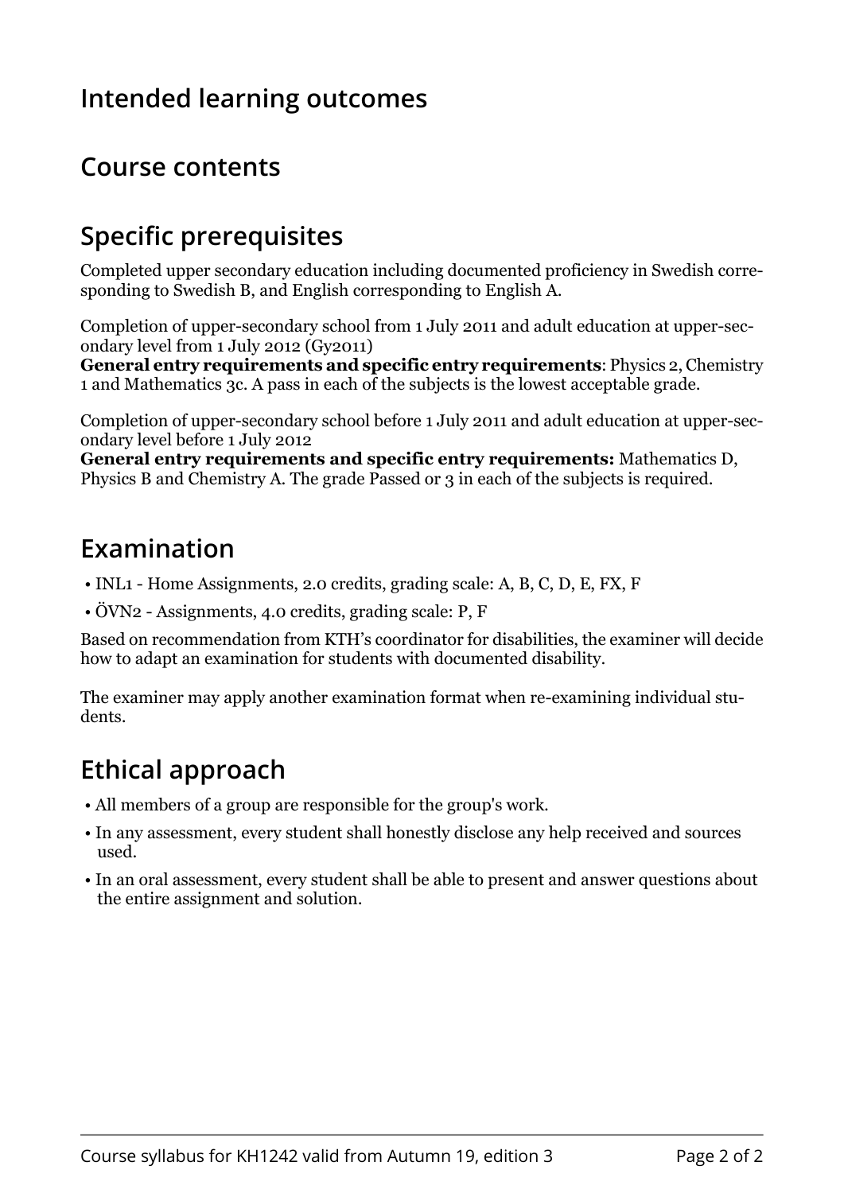## Intended learning outcomes

## Course contents

## Specific prerequisites

Completed upper secondary education including documented proficiency in Swedish corresponding to Swedish B, and English corresponding to English A.

Completion of upper-secondary school from 1 July 2011 and adult education at upper-secondary level from 1 July 2012 (Gy2011)
**General entry requirements and specific entry requirements**: Physics 2, Chemistry 1 and Mathematics 3c. A pass in each of the subjects is the lowest acceptable grade.

Completion of upper-secondary school before 1 July 2011 and adult education at upper-secondary level before 1 July 2012
**General entry requirements and specific entry requirements:** Mathematics D, Physics B and Chemistry A. The grade Passed or 3 in each of the subjects is required.

## Examination

- INL1 - Home Assignments, 2.0 credits, grading scale: A, B, C, D, E, FX, F
- ÖVN2 - Assignments, 4.0 credits, grading scale: P, F

Based on recommendation from KTH's coordinator for disabilities, the examiner will decide how to adapt an examination for students with documented disability.

The examiner may apply another examination format when re-examining individual students.

## Ethical approach

- All members of a group are responsible for the group's work.
- In any assessment, every student shall honestly disclose any help received and sources used.
- In an oral assessment, every student shall be able to present and answer questions about the entire assignment and solution.